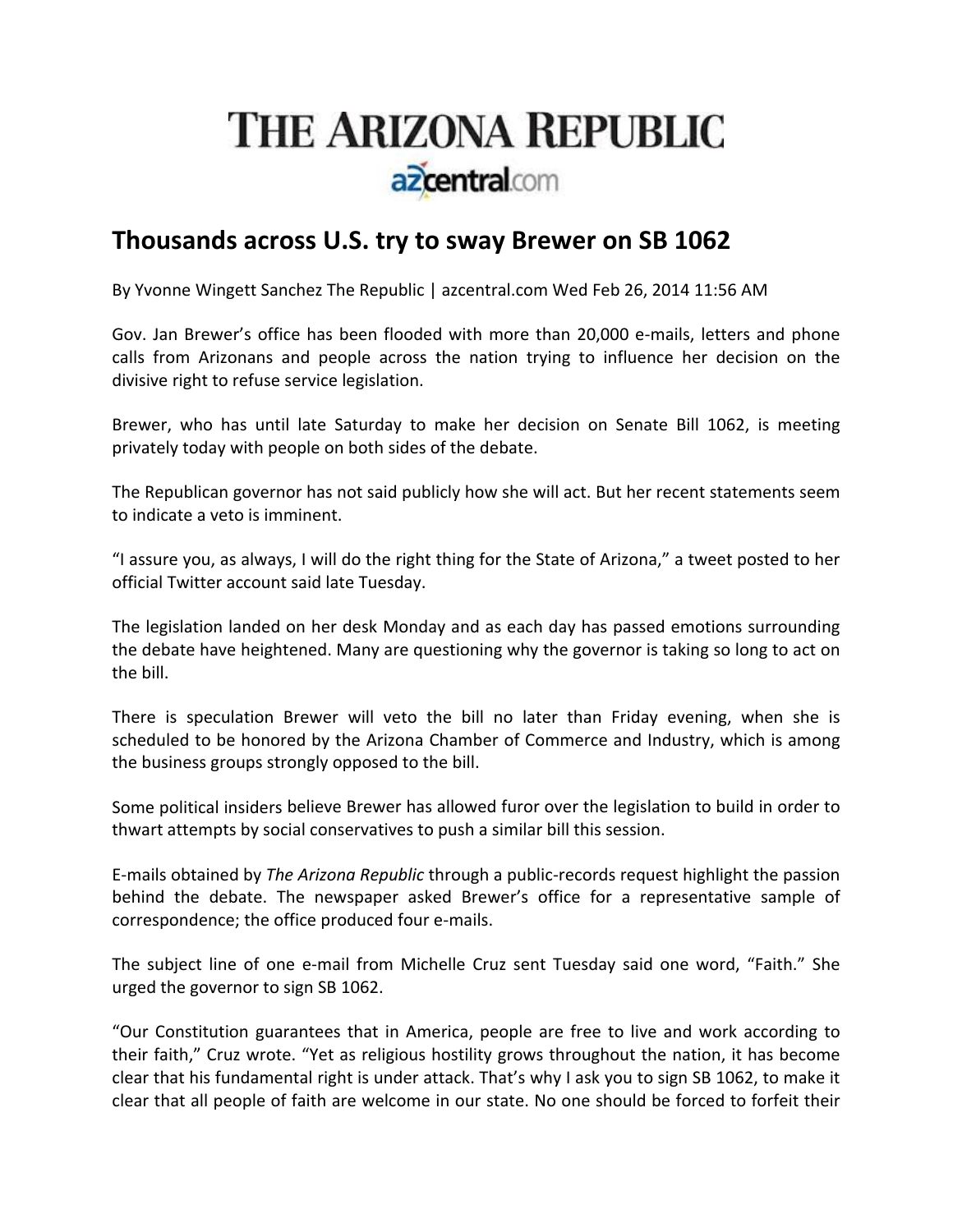# THE ARIZONA REPUBLIC

azcentral.com

## Thousands across U.S. try to sway Brewer on SB 1062

By Yvonne Wingett Sanchez The Republic | azcentral.com Wed Feb 26, 2014 11:56 AM

Gov. Jan Brewer's office has been flooded with more than 20,000 e-mails, letters and phone calls from Arizonans and people across the nation trying to influence her decision on the divisive right to refuse service legislation.

Brewer, who has until late Saturday to make her decision on Senate Bill 1062, is meeting privately today with people on both sides of the debate.

The Republican governor has not said publicly how she will act. But her recent statements seem to indicate a veto is imminent.

"I assure you, as always, I will do the right thing for the State of Arizona," a tweet posted to her official Twitter account said late Tuesday.

The legislation landed on her desk Monday and as each day has passed emotions surrounding the debate have heightened. Many are questioning why the governor is taking so long to act on the bill.

There is speculation Brewer will veto the bill no later than Friday evening, when she is scheduled to be honored by the Arizona Chamber of Commerce and Industry, which is among the business groups strongly opposed to the bill.

Some political insiders believe Brewer has allowed furor over the legislation to build in order to thwart attempts by social conservatives to push a similar bill this session.

E-mails obtained by *The Arizona Republic* through a public-records request highlight the passion behind the debate. The newspaper asked Brewer's office for a representative sample of correspondence; the office produced four e-mails.

The subject line of one e-mail from Michelle Cruz sent Tuesday said one word, "Faith." She urged the governor to sign SB 1062.

"Our Constitution guarantees that in America, people are free to live and work according to their faith," Cruz wrote. "Yet as religious hostility grows throughout the nation, it has become clear that his fundamental right is under attack. That's why I ask you to sign SB 1062, to make it clear that all people of faith are welcome in our state. No one should be forced to forfeit their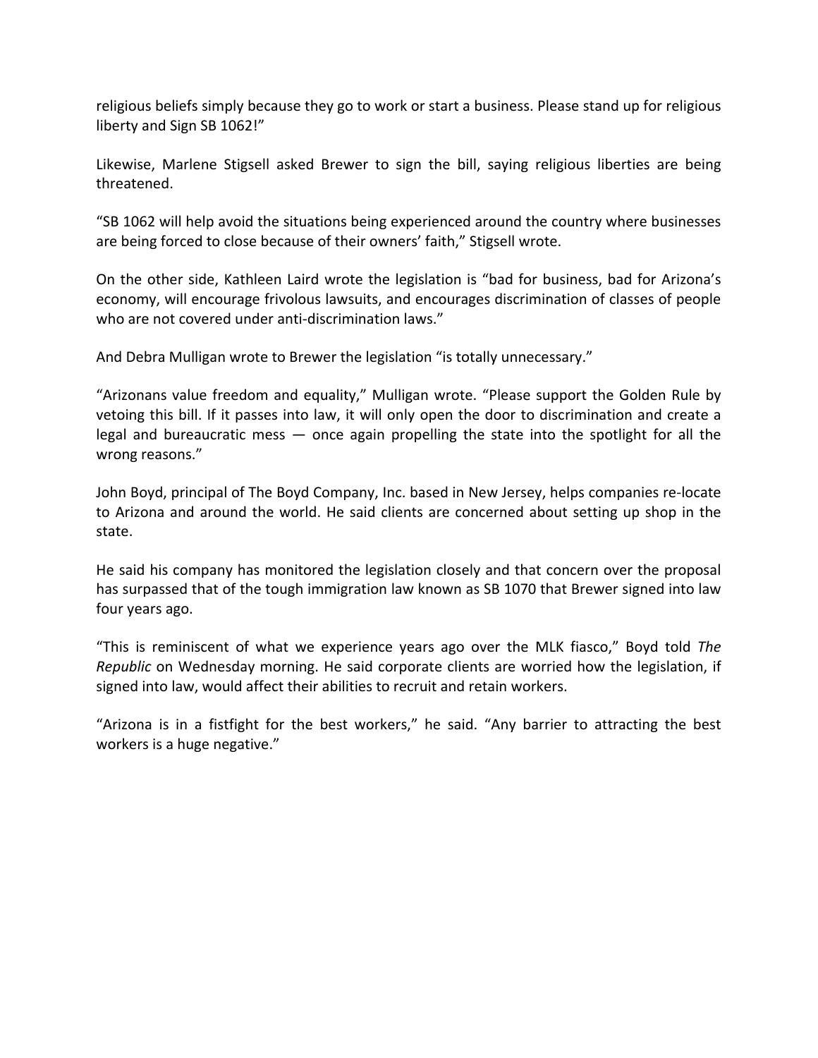religious beliefs simply because they go to work or start a business. Please stand up for religious liberty and Sign SB 1062!"

Likewise, Marlene Stigsell asked Brewer to sign the bill, saying religious liberties are being threatened.

"SB 1062 will help avoid the situations being experienced around the country where businesses are being forced to close because of their owners' faith," Stigsell wrote.

On the other side, Kathleen Laird wrote the legislation is "bad for business, bad for Arizona's economy, will encourage frivolous lawsuits, and encourages discrimination of classes of people who are not covered under anti-discrimination laws."

And Debra Mulligan wrote to Brewer the legislation "is totally unnecessary."

"Arizonans value freedom and equality," Mulligan wrote. "Please support the Golden Rule by vetoing this bill. If it passes into law, it will only open the door to discrimination and create a legal and bureaucratic mess — once again propelling the state into the spotlight for all the wrong reasons."

John Boyd, principal of The Boyd Company, Inc. based in New Jersey, helps companies re-locate to Arizona and around the world. He said clients are concerned about setting up shop in the state.

He said his company has monitored the legislation closely and that concern over the proposal has surpassed that of the tough immigration law known as SB 1070 that Brewer signed into law four years ago.

"This is reminiscent of what we experience years ago over the MLK fiasco," Boyd told *The Republic* on Wednesday morning. He said corporate clients are worried how the legislation, if signed into law, would affect their abilities to recruit and retain workers.

"Arizona is in a fistfight for the best workers," he said. "Any barrier to attracting the best workers is a huge negative."